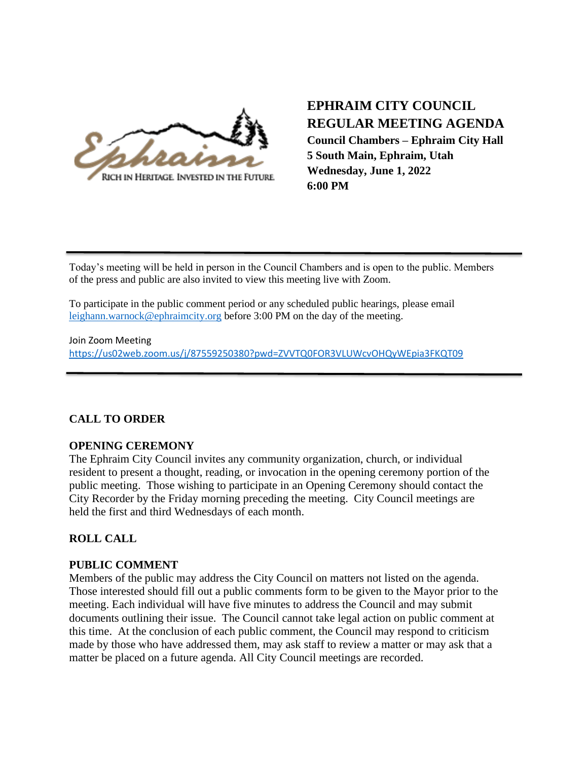# EPHRAIM CITY COUNCIL REGULAR MEETING AGENDA

**Council Chambers – Ephraim City Hall**
**5 South Main, Ephraim, Utah**
**Wednesday, June 1, 2022**
**6:00 PM**

---

Today's meeting will be held in person in the Council Chambers and is open to the public. Members of the press and public are also invited to view this meeting live with Zoom.

To participate in the public comment period or any scheduled public hearings, please email leighann.warnock@ephraimcity.org before 3:00 PM on the day of the meeting.

Join Zoom Meeting
https://us02web.zoom.us/j/87559250380?pwd=ZVVTQ0FOR3VLUWcvOHQyWEpia3FKQT09

---

## CALL TO ORDER

## OPENING CEREMONY

The Ephraim City Council invites any community organization, church, or individual resident to present a thought, reading, or invocation in the opening ceremony portion of the public meeting. Those wishing to participate in an Opening Ceremony should contact the City Recorder by the Friday morning preceding the meeting. City Council meetings are held the first and third Wednesdays of each month.

## ROLL CALL

## PUBLIC COMMENT

Members of the public may address the City Council on matters not listed on the agenda. Those interested should fill out a public comments form to be given to the Mayor prior to the meeting. Each individual will have five minutes to address the Council and may submit documents outlining their issue. The Council cannot take legal action on public comment at this time. At the conclusion of each public comment, the Council may respond to criticism made by those who have addressed them, may ask staff to review a matter or may ask that a matter be placed on a future agenda. All City Council meetings are recorded.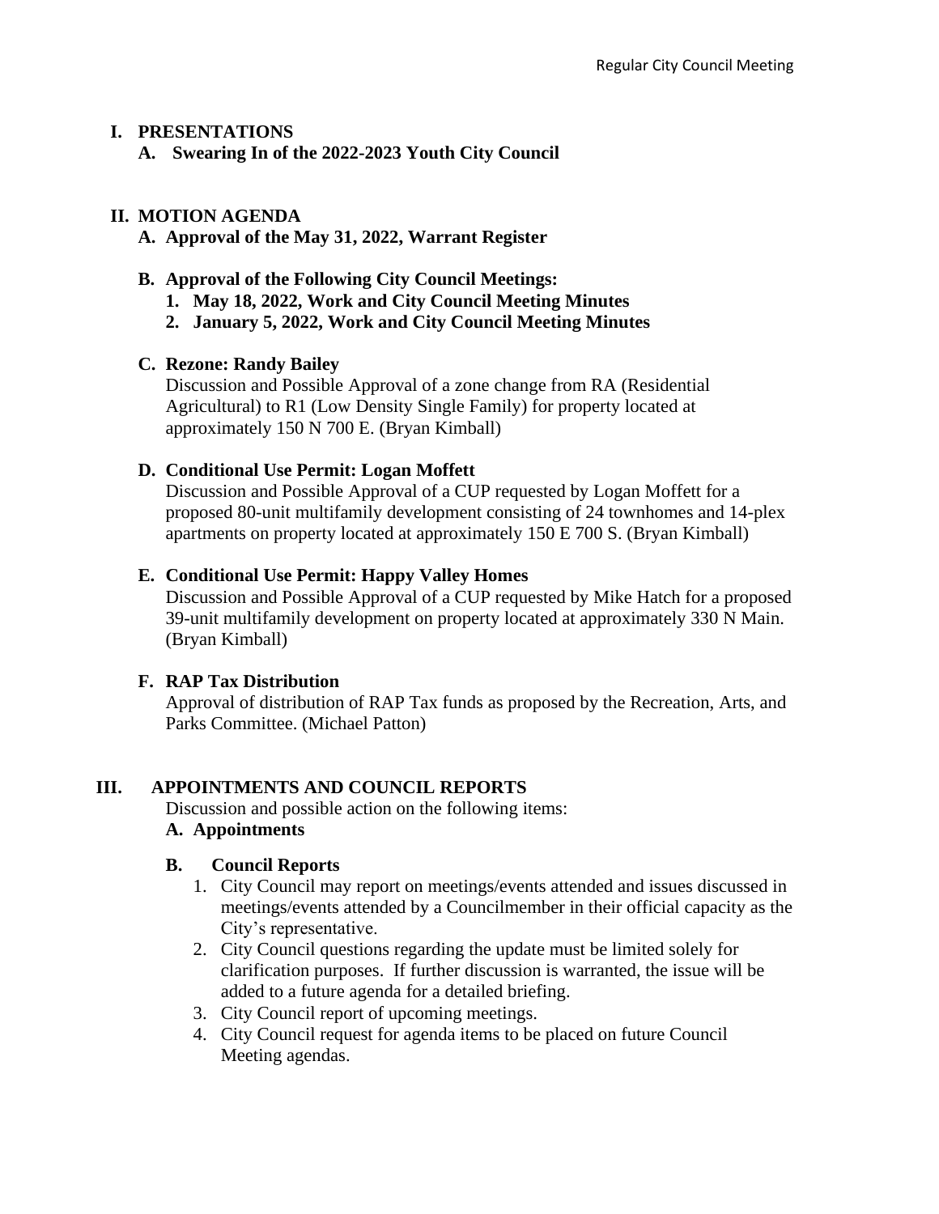## I. PRESENTATIONS

### A. Swearing In of the 2022-2023 Youth City Council

## II. MOTION AGENDA

### A. Approval of the May 31, 2022, Warrant Register

### B. Approval of the Following City Council Meetings:

1. **May 18, 2022, Work and City Council Meeting Minutes**
2. **January 5, 2022, Work and City Council Meeting Minutes**

### C. Rezone: Randy Bailey

Discussion and Possible Approval of a zone change from RA (Residential Agricultural) to R1 (Low Density Single Family) for property located at approximately 150 N 700 E. (Bryan Kimball)

### D. Conditional Use Permit: Logan Moffett

Discussion and Possible Approval of a CUP requested by Logan Moffett for a proposed 80-unit multifamily development consisting of 24 townhomes and 14-plex apartments on property located at approximately 150 E 700 S. (Bryan Kimball)

### E. Conditional Use Permit: Happy Valley Homes

Discussion and Possible Approval of a CUP requested by Mike Hatch for a proposed 39-unit multifamily development on property located at approximately 330 N Main. (Bryan Kimball)

### F. RAP Tax Distribution

Approval of distribution of RAP Tax funds as proposed by the Recreation, Arts, and Parks Committee. (Michael Patton)

## III. APPOINTMENTS AND COUNCIL REPORTS

Discussion and possible action on the following items:

### A. Appointments

### B. Council Reports

1. City Council may report on meetings/events attended and issues discussed in meetings/events attended by a Councilmember in their official capacity as the City's representative.
2. City Council questions regarding the update must be limited solely for clarification purposes. If further discussion is warranted, the issue will be added to a future agenda for a detailed briefing.
3. City Council report of upcoming meetings.
4. City Council request for agenda items to be placed on future Council Meeting agendas.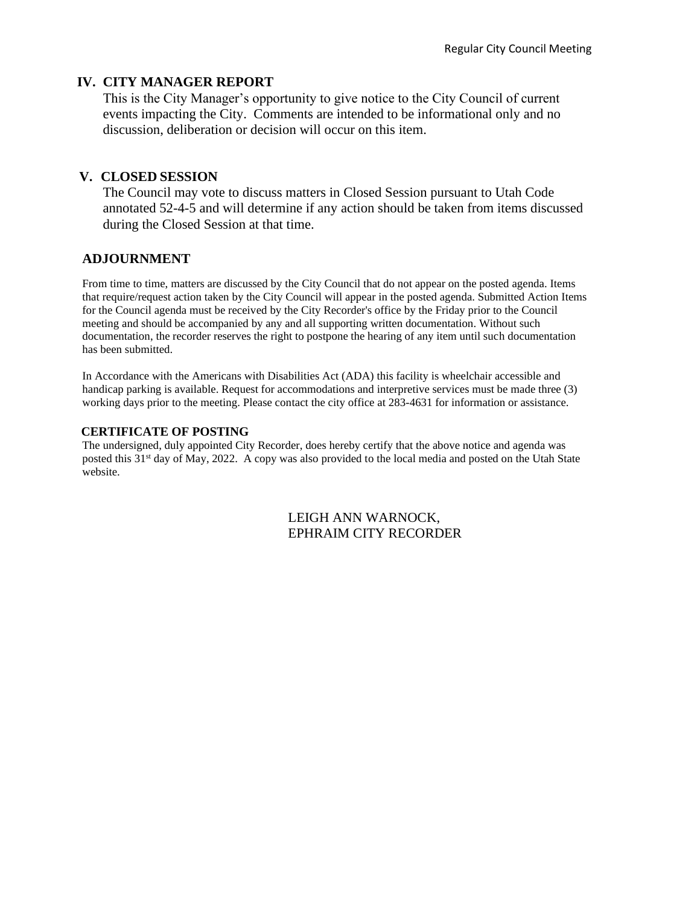## IV. CITY MANAGER REPORT

This is the City Manager's opportunity to give notice to the City Council of current events impacting the City. Comments are intended to be informational only and no discussion, deliberation or decision will occur on this item.

## V. CLOSED SESSION

The Council may vote to discuss matters in Closed Session pursuant to Utah Code annotated 52-4-5 and will determine if any action should be taken from items discussed during the Closed Session at that time.

## ADJOURNMENT

From time to time, matters are discussed by the City Council that do not appear on the posted agenda. Items that require/request action taken by the City Council will appear in the posted agenda. Submitted Action Items for the Council agenda must be received by the City Recorder's office by the Friday prior to the Council meeting and should be accompanied by any and all supporting written documentation. Without such documentation, the recorder reserves the right to postpone the hearing of any item until such documentation has been submitted.

In Accordance with the Americans with Disabilities Act (ADA) this facility is wheelchair accessible and handicap parking is available. Request for accommodations and interpretive services must be made three (3) working days prior to the meeting. Please contact the city office at 283-4631 for information or assistance.

**CERTIFICATE OF POSTING**

The undersigned, duly appointed City Recorder, does hereby certify that the above notice and agenda was posted this 31st day of May, 2022. A copy was also provided to the local media and posted on the Utah State website.

LEIGH ANN WARNOCK,
EPHRAIM CITY RECORDER